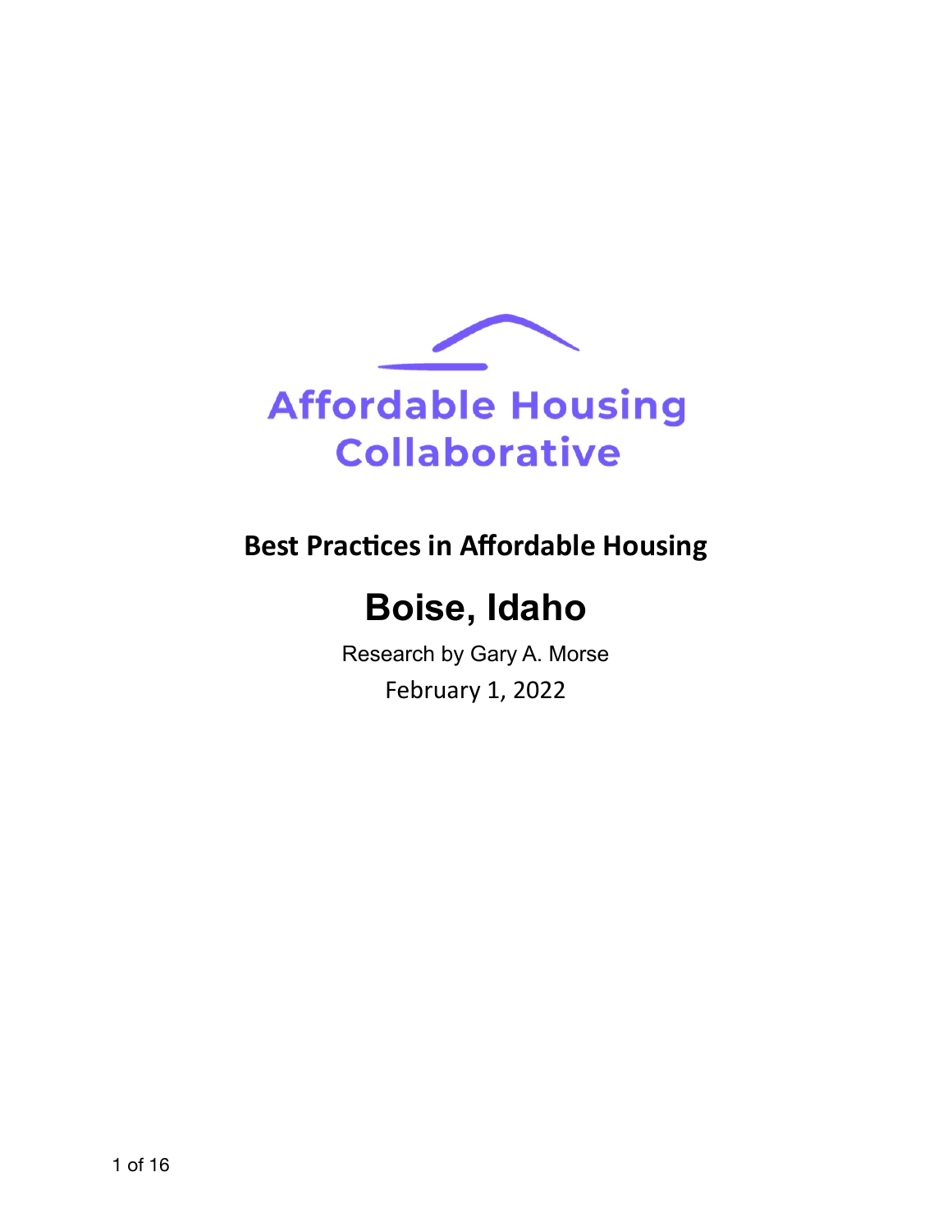# Affordable Housing Collaborative

## Best Practices in Affordable Housing

# Boise, Idaho

Research by Gary A. Morse

February 1, 2022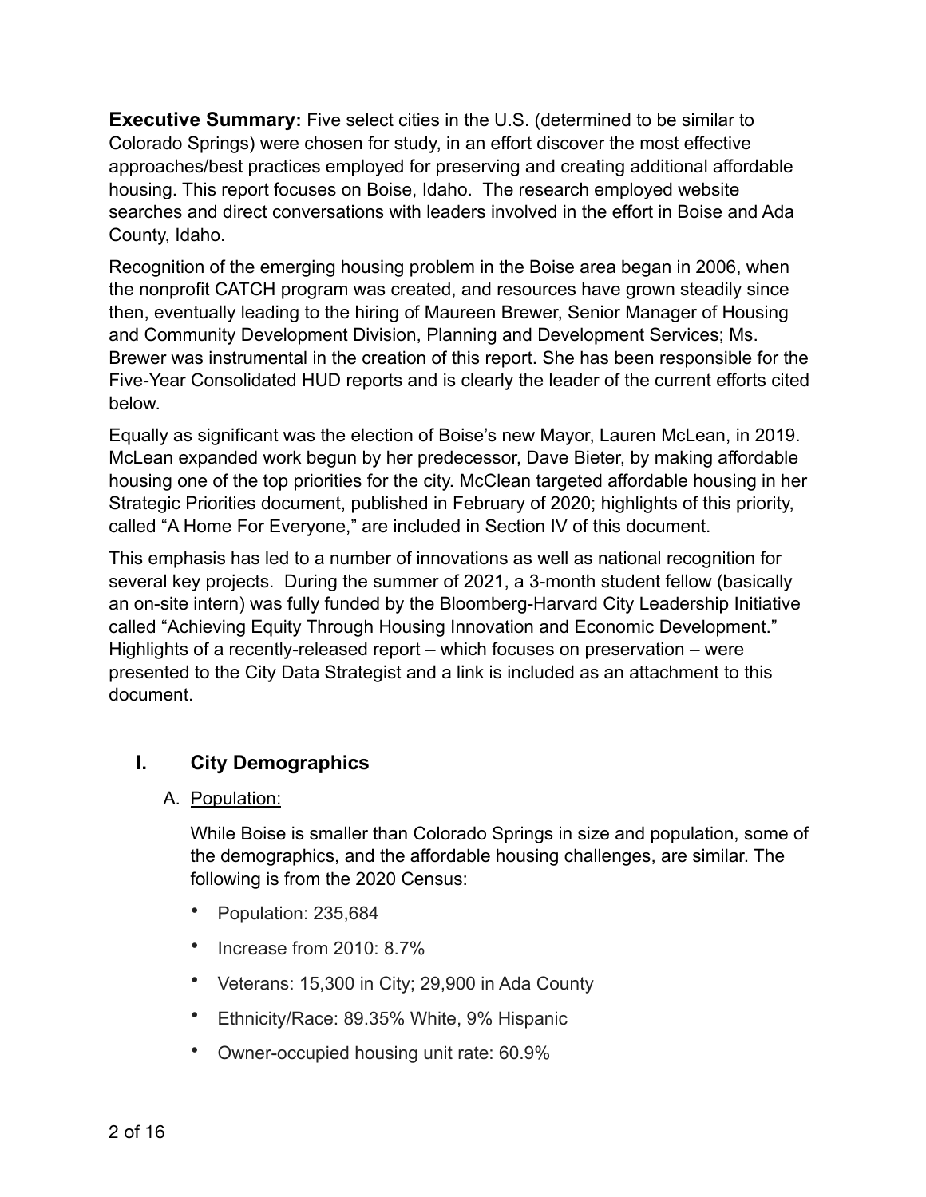**Executive Summary:** Five select cities in the U.S. (determined to be similar to Colorado Springs) were chosen for study, in an effort discover the most effective approaches/best practices employed for preserving and creating additional affordable housing. This report focuses on Boise, Idaho. The research employed website searches and direct conversations with leaders involved in the effort in Boise and Ada County, Idaho.

Recognition of the emerging housing problem in the Boise area began in 2006, when the nonprofit CATCH program was created, and resources have grown steadily since then, eventually leading to the hiring of Maureen Brewer, Senior Manager of Housing and Community Development Division, Planning and Development Services; Ms. Brewer was instrumental in the creation of this report. She has been responsible for the Five-Year Consolidated HUD reports and is clearly the leader of the current efforts cited below.

Equally as significant was the election of Boise's new Mayor, Lauren McLean, in 2019. McLean expanded work begun by her predecessor, Dave Bieter, by making affordable housing one of the top priorities for the city. McClean targeted affordable housing in her Strategic Priorities document, published in February of 2020; highlights of this priority, called "A Home For Everyone," are included in Section IV of this document.

This emphasis has led to a number of innovations as well as national recognition for several key projects. During the summer of 2021, a 3-month student fellow (basically an on-site intern) was fully funded by the Bloomberg-Harvard City Leadership Initiative called "Achieving Equity Through Housing Innovation and Economic Development." Highlights of a recently-released report – which focuses on preservation – were presented to the City Data Strategist and a link is included as an attachment to this document.

## I. City Demographics

### A. Population:

While Boise is smaller than Colorado Springs in size and population, some of the demographics, and the affordable housing challenges, are similar. The following is from the 2020 Census:

- Population: 235,684
- Increase from 2010: 8.7%
- Veterans: 15,300 in City; 29,900 in Ada County
- Ethnicity/Race: 89.35% White, 9% Hispanic
- Owner-occupied housing unit rate: 60.9%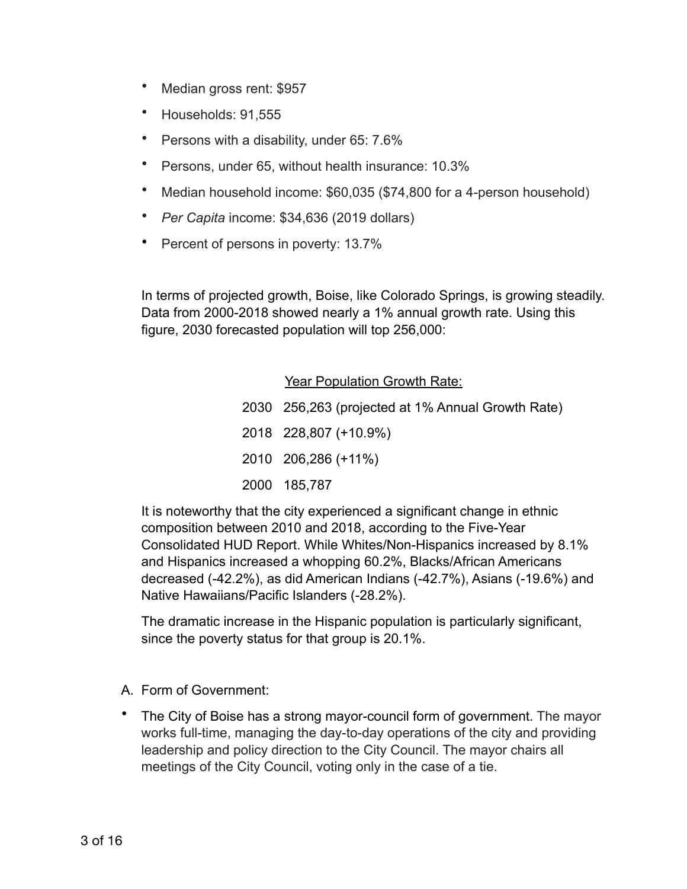- Median gross rent: $957
- Households: 91,555
- Persons with a disability, under 65: 7.6%
- Persons, under 65, without health insurance: 10.3%
- Median household income: $60,035 ($74,800 for a 4-person household)
- *Per Capita* income: $34,636 (2019 dollars)
- Percent of persons in poverty: 13.7%

In terms of projected growth, Boise, like Colorado Springs, is growing steadily. Data from 2000-2018 showed nearly a 1% annual growth rate. Using this figure, 2030 forecasted population will top 256,000:

| Year | Population Growth Rate: |
|---|---|
| 2030 | 256,263 (projected at 1% Annual Growth Rate) |
| 2018 | 228,807 (+10.9%) |
| 2010 | 206,286 (+11%) |
| 2000 | 185,787 |

It is noteworthy that the city experienced a significant change in ethnic composition between 2010 and 2018, according to the Five-Year Consolidated HUD Report. While Whites/Non-Hispanics increased by 8.1% and Hispanics increased a whopping 60.2%, Blacks/African Americans decreased (-42.2%), as did American Indians (-42.7%), Asians (-19.6%) and Native Hawaiians/Pacific Islanders (-28.2%).

The dramatic increase in the Hispanic population is particularly significant, since the poverty status for that group is 20.1%.

A. Form of Government:

- The City of Boise has a strong mayor-council form of government. The mayor works full-time, managing the day-to-day operations of the city and providing leadership and policy direction to the City Council. The mayor chairs all meetings of the City Council, voting only in the case of a tie.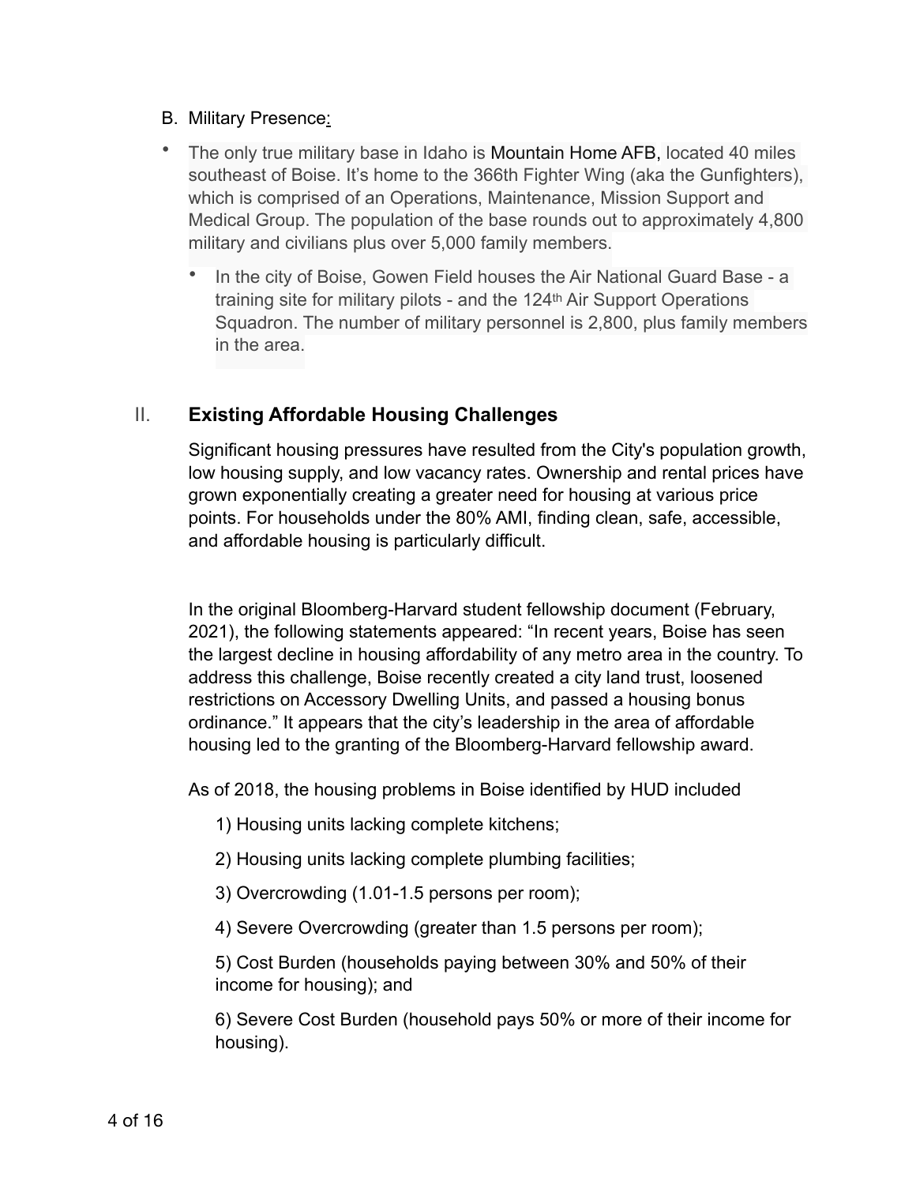B. Military Presence:

- The only true military base in Idaho is Mountain Home AFB, located 40 miles southeast of Boise. It's home to the 366th Fighter Wing (aka the Gunfighters), which is comprised of an Operations, Maintenance, Mission Support and Medical Group. The population of the base rounds out to approximately 4,800 military and civilians plus over 5,000 family members.
  - In the city of Boise, Gowen Field houses the Air National Guard Base - a training site for military pilots - and the 124th Air Support Operations Squadron. The number of military personnel is 2,800, plus family members in the area.

## II. Existing Affordable Housing Challenges

Significant housing pressures have resulted from the City's population growth, low housing supply, and low vacancy rates. Ownership and rental prices have grown exponentially creating a greater need for housing at various price points. For households under the 80% AMI, finding clean, safe, accessible, and affordable housing is particularly difficult.

In the original Bloomberg-Harvard student fellowship document (February, 2021), the following statements appeared: "In recent years, Boise has seen the largest decline in housing affordability of any metro area in the country. To address this challenge, Boise recently created a city land trust, loosened restrictions on Accessory Dwelling Units, and passed a housing bonus ordinance." It appears that the city's leadership in the area of affordable housing led to the granting of the Bloomberg-Harvard fellowship award.

As of 2018, the housing problems in Boise identified by HUD included

1) Housing units lacking complete kitchens;

2) Housing units lacking complete plumbing facilities;

3) Overcrowding (1.01-1.5 persons per room);

4) Severe Overcrowding (greater than 1.5 persons per room);

5) Cost Burden (households paying between 30% and 50% of their income for housing); and

6) Severe Cost Burden (household pays 50% or more of their income for housing).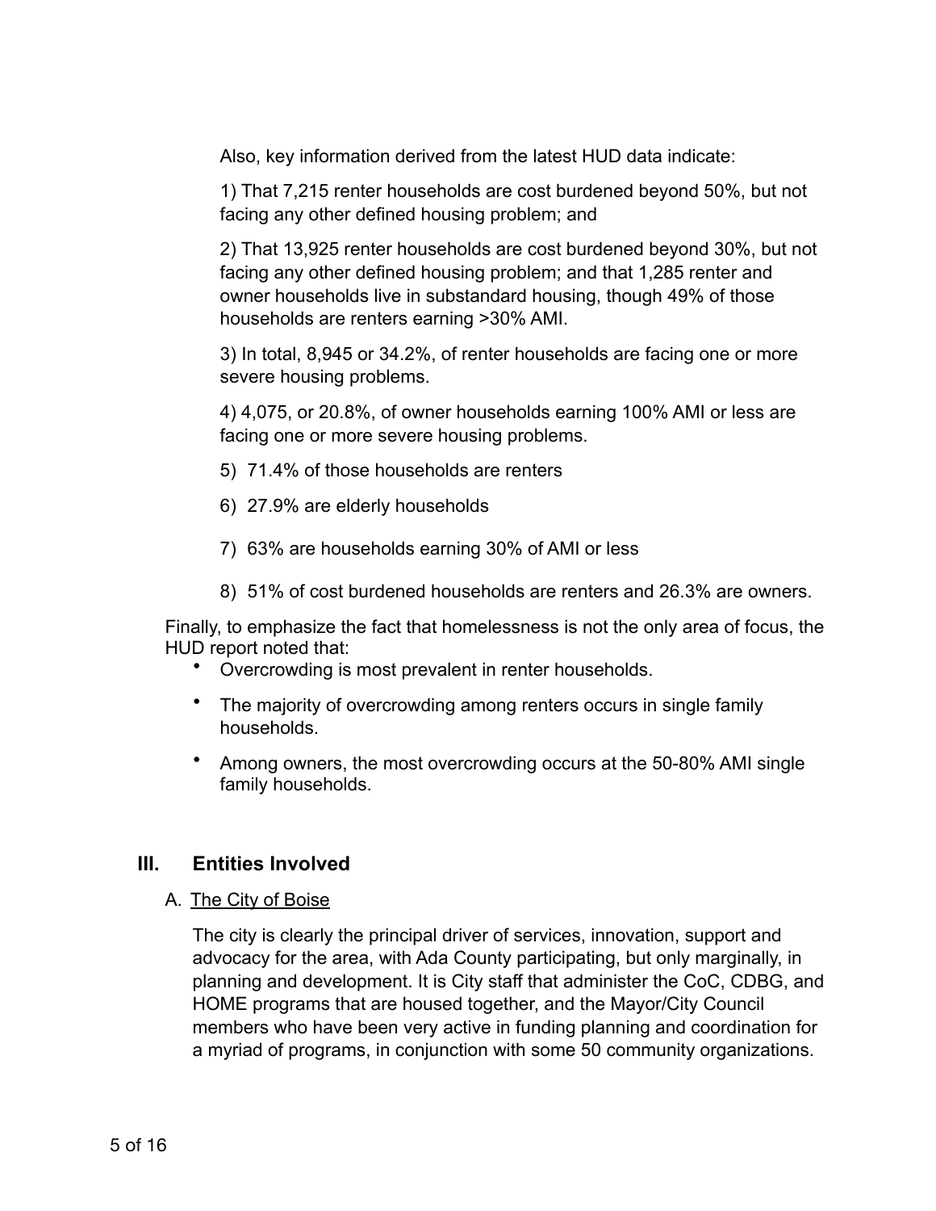Also, key information derived from the latest HUD data indicate:

1) That 7,215 renter households are cost burdened beyond 50%, but not facing any other defined housing problem; and

2) That 13,925 renter households are cost burdened beyond 30%, but not facing any other defined housing problem; and that 1,285 renter and owner households live in substandard housing, though 49% of those households are renters earning >30% AMI.

3) In total, 8,945 or 34.2%, of renter households are facing one or more severe housing problems.

4) 4,075, or 20.8%, of owner households earning 100% AMI or less are facing one or more severe housing problems.

5) 71.4% of those households are renters

6) 27.9% are elderly households

7) 63% are households earning 30% of AMI or less

8) 51% of cost burdened households are renters and 26.3% are owners.

Finally, to emphasize the fact that homelessness is not the only area of focus, the HUD report noted that:

- Overcrowding is most prevalent in renter households.
- The majority of overcrowding among renters occurs in single family households.
- Among owners, the most overcrowding occurs at the 50-80% AMI single family households.

## III. Entities Involved

A. The City of Boise

The city is clearly the principal driver of services, innovation, support and advocacy for the area, with Ada County participating, but only marginally, in planning and development. It is City staff that administer the CoC, CDBG, and HOME programs that are housed together, and the Mayor/City Council members who have been very active in funding planning and coordination for a myriad of programs, in conjunction with some 50 community organizations.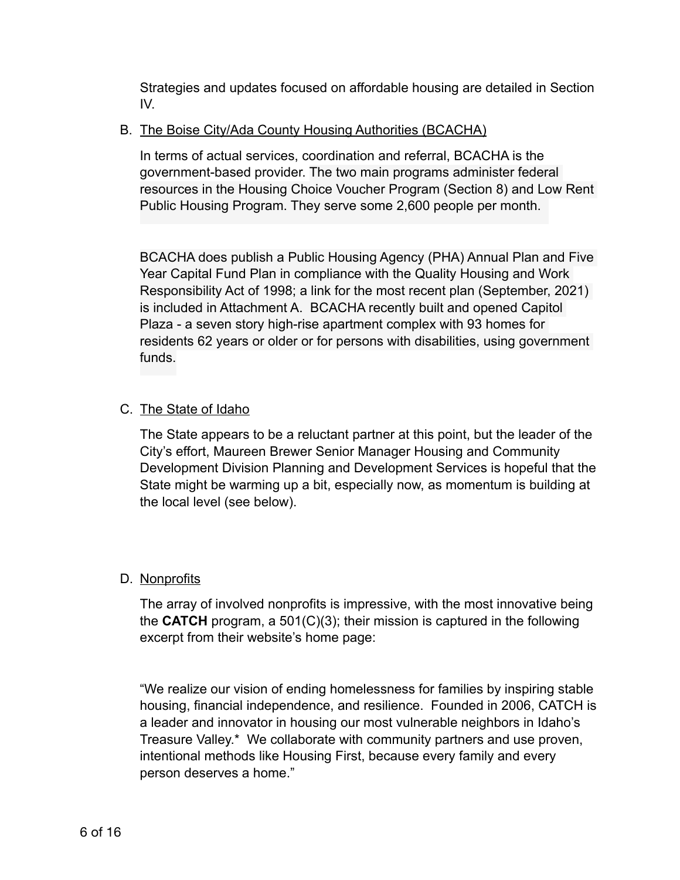Strategies and updates focused on affordable housing are detailed in Section IV.

B. <u>The Boise City/Ada County Housing Authorities (BCACHA)</u>

In terms of actual services, coordination and referral, BCACHA is the government-based provider. The two main programs administer federal resources in the Housing Choice Voucher Program (Section 8) and Low Rent Public Housing Program. They serve some 2,600 people per month.

BCACHA does publish a Public Housing Agency (PHA) Annual Plan and Five Year Capital Fund Plan in compliance with the Quality Housing and Work Responsibility Act of 1998; a link for the most recent plan (September, 2021) is included in Attachment A. BCACHA recently built and opened Capitol Plaza - a seven story high-rise apartment complex with 93 homes for residents 62 years or older or for persons with disabilities, using government funds.

C. <u>The State of Idaho</u>

The State appears to be a reluctant partner at this point, but the leader of the City's effort, Maureen Brewer Senior Manager Housing and Community Development Division Planning and Development Services is hopeful that the State might be warming up a bit, especially now, as momentum is building at the local level (see below).

D. <u>Nonprofits</u>

The array of involved nonprofits is impressive, with the most innovative being the **CATCH** program, a 501(C)(3); their mission is captured in the following excerpt from their website's home page:

"We realize our vision of ending homelessness for families by inspiring stable housing, financial independence, and resilience. Founded in 2006, CATCH is a leader and innovator in housing our most vulnerable neighbors in Idaho's Treasure Valley.* We collaborate with community partners and use proven, intentional methods like Housing First, because every family and every person deserves a home."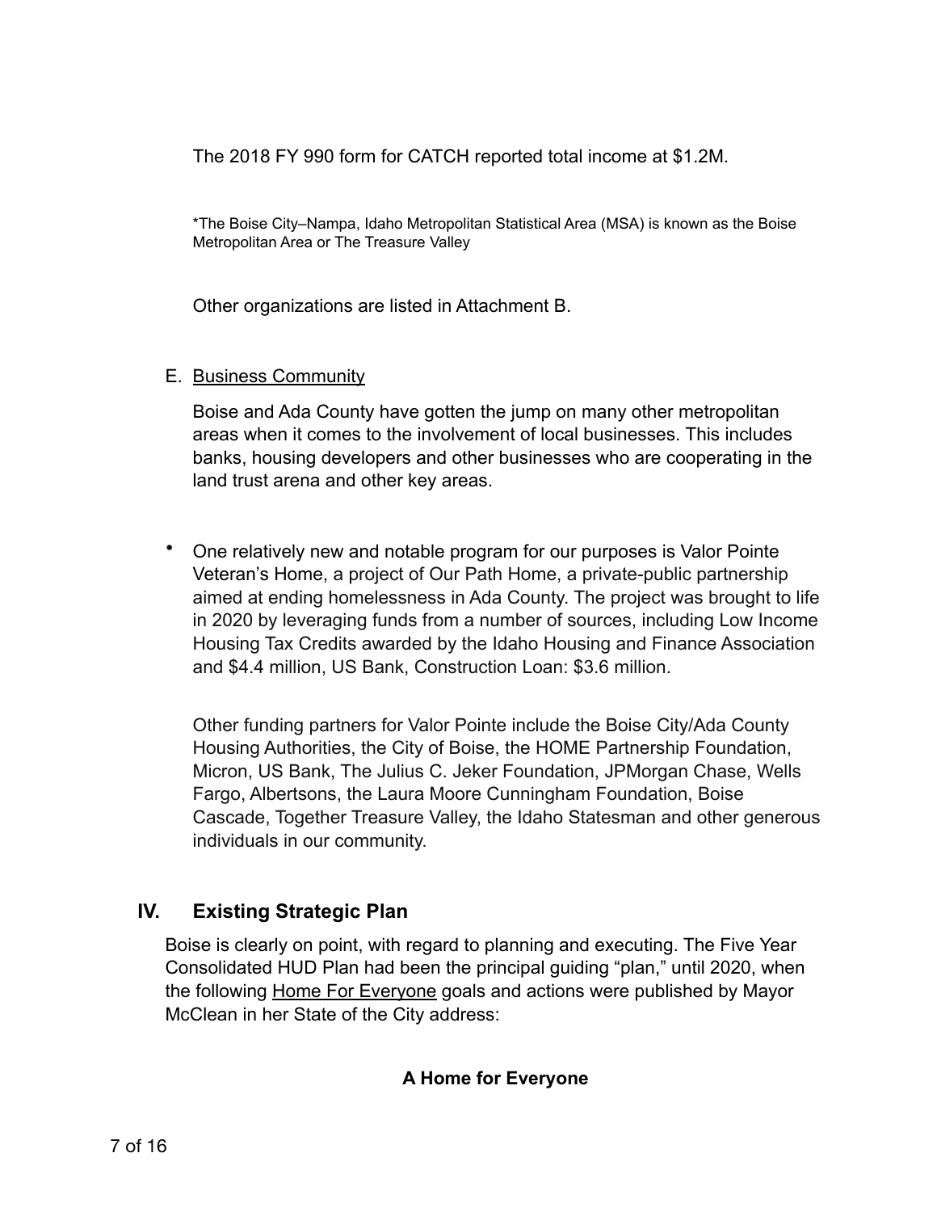The 2018 FY 990 form for CATCH reported total income at $1.2M.

*The Boise City–Nampa, Idaho Metropolitan Statistical Area (MSA) is known as the Boise Metropolitan Area or The Treasure Valley

Other organizations are listed in Attachment B.

E. Business Community

Boise and Ada County have gotten the jump on many other metropolitan areas when it comes to the involvement of local businesses. This includes banks, housing developers and other businesses who are cooperating in the land trust arena and other key areas.

- One relatively new and notable program for our purposes is Valor Pointe Veteran's Home, a project of Our Path Home, a private-public partnership aimed at ending homelessness in Ada County. The project was brought to life in 2020 by leveraging funds from a number of sources, including Low Income Housing Tax Credits awarded by the Idaho Housing and Finance Association and $4.4 million, US Bank, Construction Loan: $3.6 million.

  Other funding partners for Valor Pointe include the Boise City/Ada County Housing Authorities, the City of Boise, the HOME Partnership Foundation, Micron, US Bank, The Julius C. Jeker Foundation, JPMorgan Chase, Wells Fargo, Albertsons, the Laura Moore Cunningham Foundation, Boise Cascade, Together Treasure Valley, the Idaho Statesman and other generous individuals in our community.

## IV. Existing Strategic Plan

Boise is clearly on point, with regard to planning and executing. The Five Year Consolidated HUD Plan had been the principal guiding "plan," until 2020, when the following Home For Everyone goals and actions were published by Mayor McClean in her State of the City address:

**A Home for Everyone**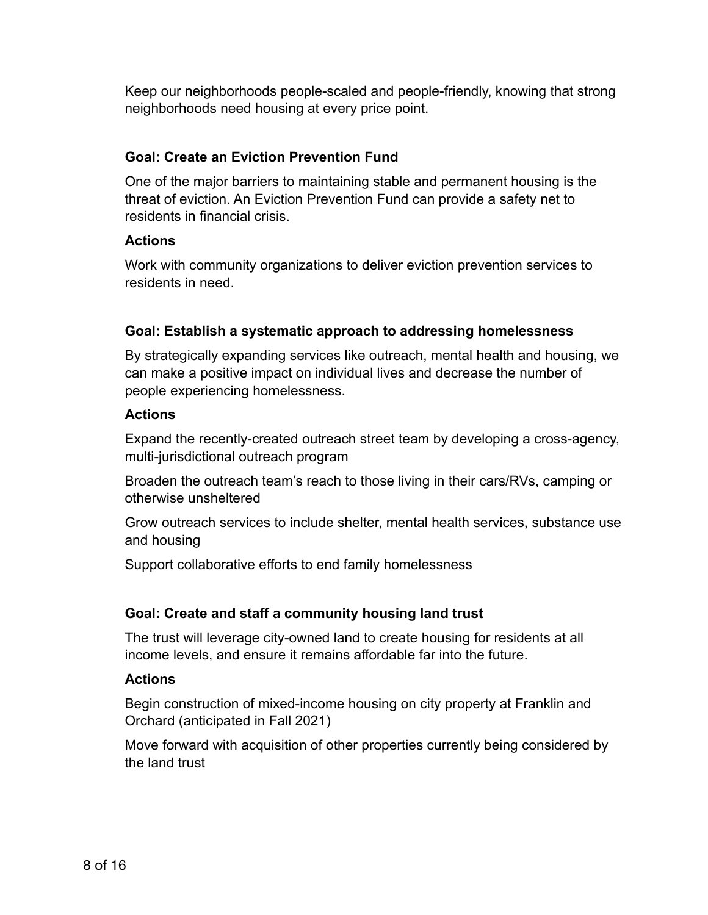Keep our neighborhoods people-scaled and people-friendly, knowing that strong neighborhoods need housing at every price point.

### Goal: Create an Eviction Prevention Fund

One of the major barriers to maintaining stable and permanent housing is the threat of eviction. An Eviction Prevention Fund can provide a safety net to residents in financial crisis.

#### Actions

Work with community organizations to deliver eviction prevention services to residents in need.

### Goal: Establish a systematic approach to addressing homelessness

By strategically expanding services like outreach, mental health and housing, we can make a positive impact on individual lives and decrease the number of people experiencing homelessness.

#### Actions

Expand the recently-created outreach street team by developing a cross-agency, multi-jurisdictional outreach program

Broaden the outreach team's reach to those living in their cars/RVs, camping or otherwise unsheltered

Grow outreach services to include shelter, mental health services, substance use and housing

Support collaborative efforts to end family homelessness

### Goal: Create and staff a community housing land trust

The trust will leverage city-owned land to create housing for residents at all income levels, and ensure it remains affordable far into the future.

#### Actions

Begin construction of mixed-income housing on city property at Franklin and Orchard (anticipated in Fall 2021)

Move forward with acquisition of other properties currently being considered by the land trust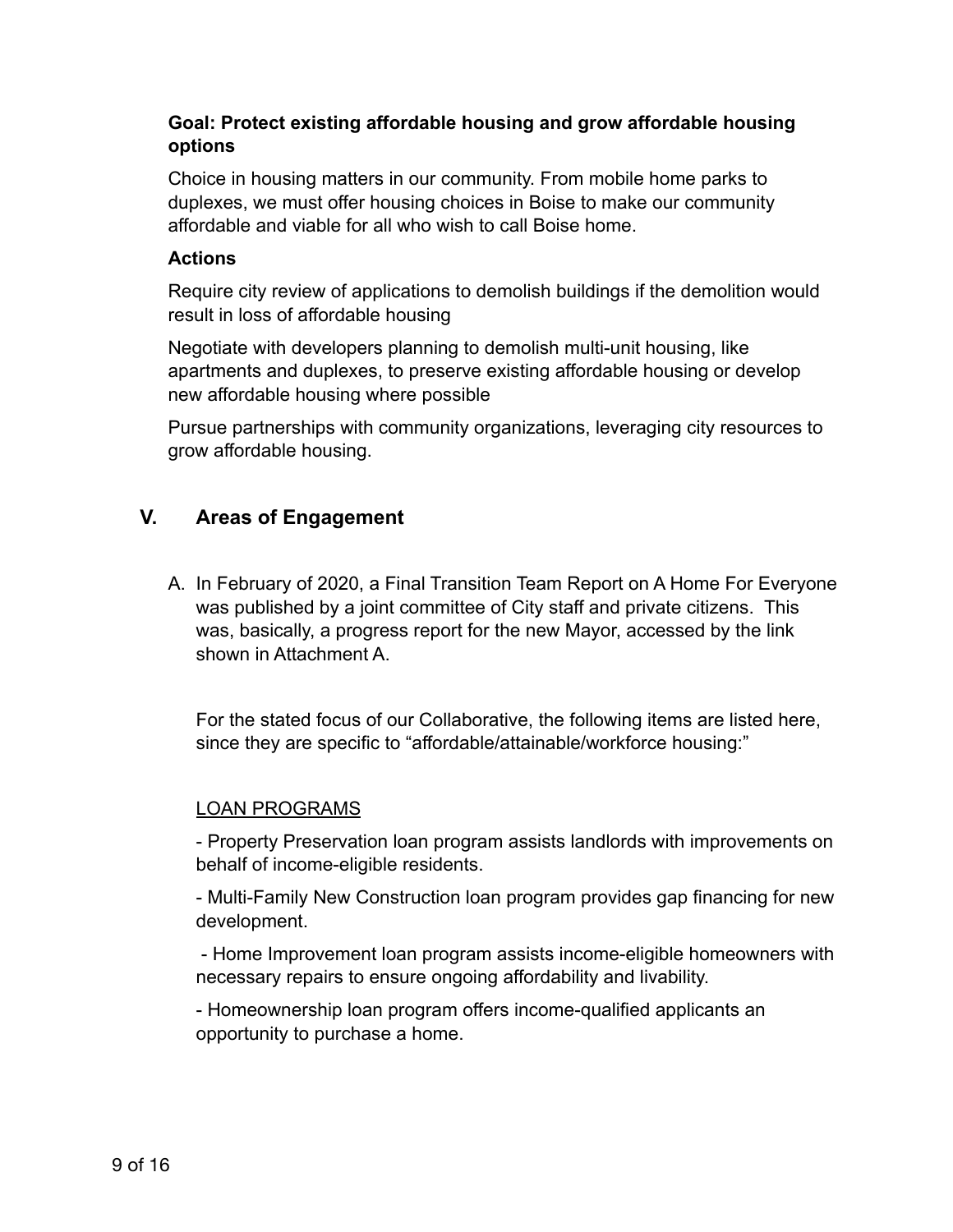**Goal: Protect existing affordable housing and grow affordable housing options**

Choice in housing matters in our community. From mobile home parks to duplexes, we must offer housing choices in Boise to make our community affordable and viable for all who wish to call Boise home.

**Actions**

Require city review of applications to demolish buildings if the demolition would result in loss of affordable housing

Negotiate with developers planning to demolish multi-unit housing, like apartments and duplexes, to preserve existing affordable housing or develop new affordable housing where possible

Pursue partnerships with community organizations, leveraging city resources to grow affordable housing.

## V. Areas of Engagement

A. In February of 2020, a Final Transition Team Report on A Home For Everyone was published by a joint committee of City staff and private citizens. This was, basically, a progress report for the new Mayor, accessed by the link shown in Attachment A.

For the stated focus of our Collaborative, the following items are listed here, since they are specific to "affordable/attainable/workforce housing:"

<u>LOAN PROGRAMS</u>

- Property Preservation loan program assists landlords with improvements on behalf of income-eligible residents.
- Multi-Family New Construction loan program provides gap financing for new development.
- Home Improvement loan program assists income-eligible homeowners with necessary repairs to ensure ongoing affordability and livability.
- Homeownership loan program offers income-qualified applicants an opportunity to purchase a home.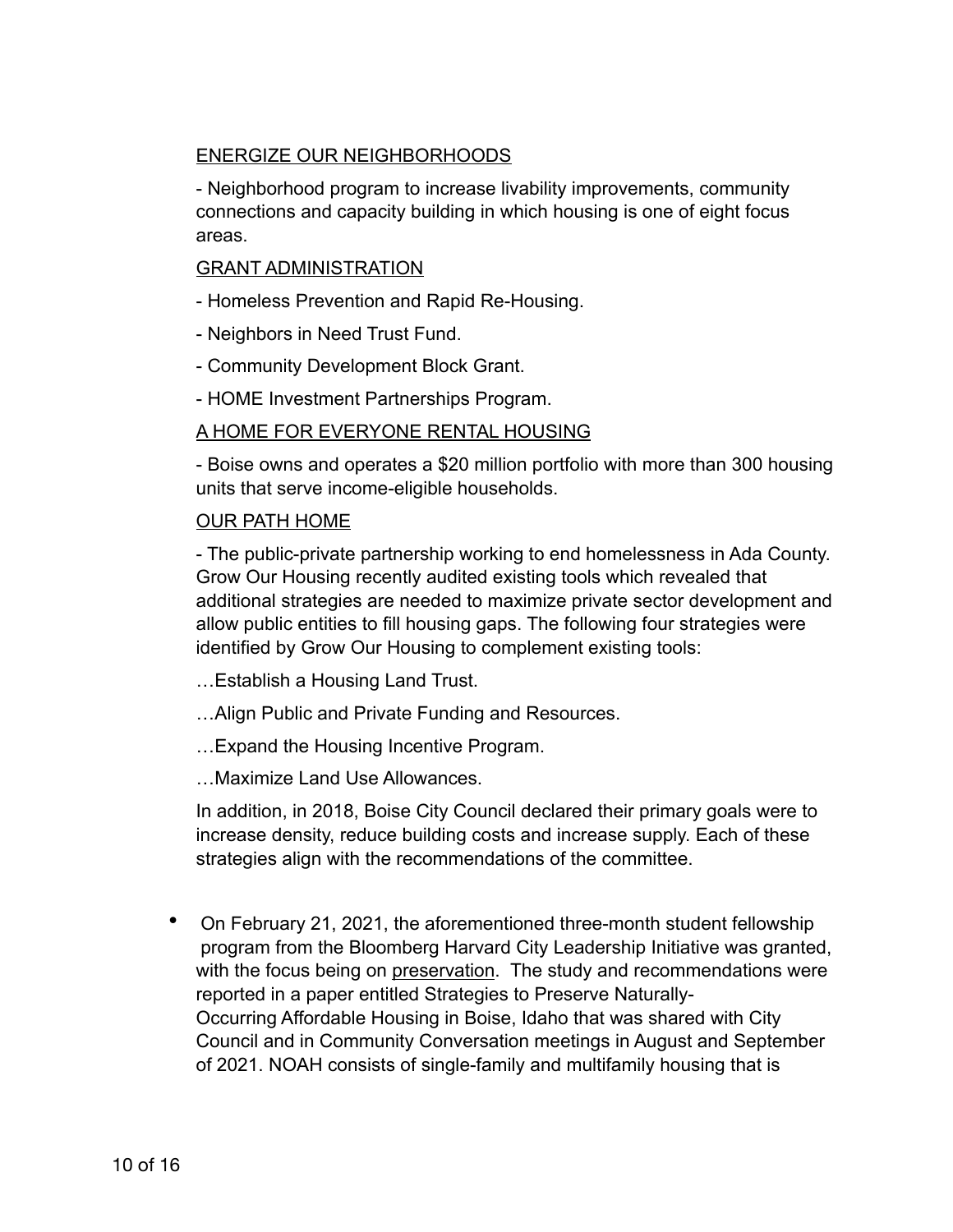<u>ENERGIZE OUR NEIGHBORHOODS</u>

- Neighborhood program to increase livability improvements, community connections and capacity building in which housing is one of eight focus areas.

<u>GRANT ADMINISTRATION</u>

- Homeless Prevention and Rapid Re-Housing.
- Neighbors in Need Trust Fund.
- Community Development Block Grant.
- HOME Investment Partnerships Program.

<u>A HOME FOR EVERYONE RENTAL HOUSING</u>

- Boise owns and operates a $20 million portfolio with more than 300 housing units that serve income-eligible households.

<u>OUR PATH HOME</u>

- The public-private partnership working to end homelessness in Ada County. Grow Our Housing recently audited existing tools which revealed that additional strategies are needed to maximize private sector development and allow public entities to fill housing gaps. The following four strategies were identified by Grow Our Housing to complement existing tools:

…Establish a Housing Land Trust.

…Align Public and Private Funding and Resources.

…Expand the Housing Incentive Program.

…Maximize Land Use Allowances.

In addition, in 2018, Boise City Council declared their primary goals were to increase density, reduce building costs and increase supply. Each of these strategies align with the recommendations of the committee.

- On February 21, 2021, the aforementioned three-month student fellowship program from the Bloomberg Harvard City Leadership Initiative was granted, with the focus being on <u>preservation</u>. The study and recommendations were reported in a paper entitled Strategies to Preserve Naturally-Occurring Affordable Housing in Boise, Idaho that was shared with City Council and in Community Conversation meetings in August and September of 2021. NOAH consists of single-family and multifamily housing that is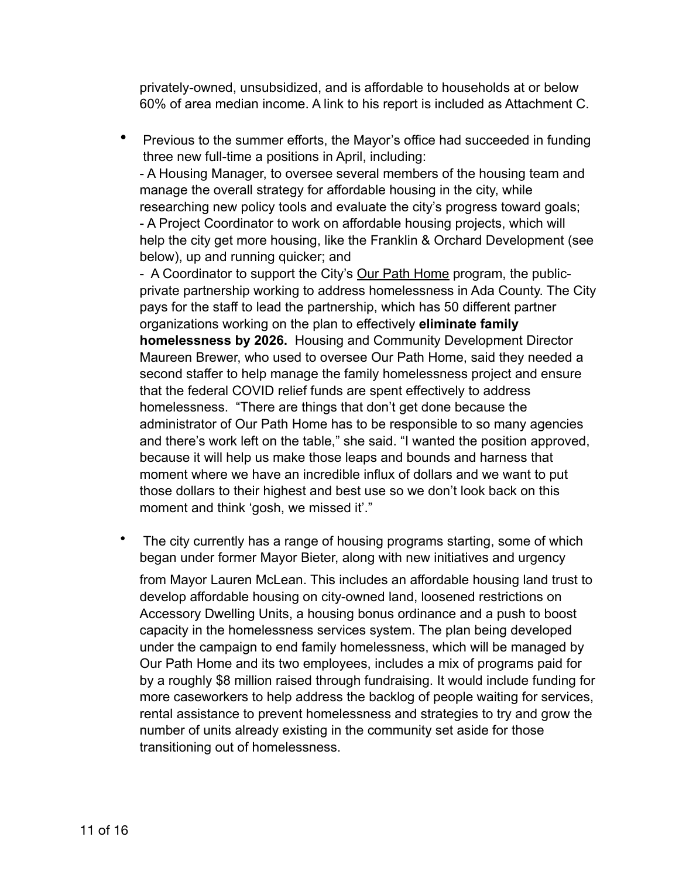privately-owned, unsubsidized, and is affordable to households at or below 60% of area median income. A link to his report is included as Attachment C.

- Previous to the summer efforts, the Mayor's office had succeeded in funding three new full-time a positions in April, including:
  - A Housing Manager, to oversee several members of the housing team and manage the overall strategy for affordable housing in the city, while researching new policy tools and evaluate the city's progress toward goals;
  - A Project Coordinator to work on affordable housing projects, which will help the city get more housing, like the Franklin & Orchard Development (see below), up and running quicker; and
  - A Coordinator to support the City's Our Path Home program, the public-private partnership working to address homelessness in Ada County. The City pays for the staff to lead the partnership, which has 50 different partner organizations working on the plan to effectively **eliminate family homelessness by 2026.** Housing and Community Development Director Maureen Brewer, who used to oversee Our Path Home, said they needed a second staffer to help manage the family homelessness project and ensure that the federal COVID relief funds are spent effectively to address homelessness. "There are things that don't get done because the administrator of Our Path Home has to be responsible to so many agencies and there's work left on the table," she said. "I wanted the position approved, because it will help us make those leaps and bounds and harness that moment where we have an incredible influx of dollars and we want to put those dollars to their highest and best use so we don't look back on this moment and think 'gosh, we missed it'."

- The city currently has a range of housing programs starting, some of which began under former Mayor Bieter, along with new initiatives and urgency from Mayor Lauren McLean. This includes an affordable housing land trust to develop affordable housing on city-owned land, loosened restrictions on Accessory Dwelling Units, a housing bonus ordinance and a push to boost capacity in the homelessness services system. The plan being developed under the campaign to end family homelessness, which will be managed by Our Path Home and its two employees, includes a mix of programs paid for by a roughly $8 million raised through fundraising. It would include funding for more caseworkers to help address the backlog of people waiting for services, rental assistance to prevent homelessness and strategies to try and grow the number of units already existing in the community set aside for those transitioning out of homelessness.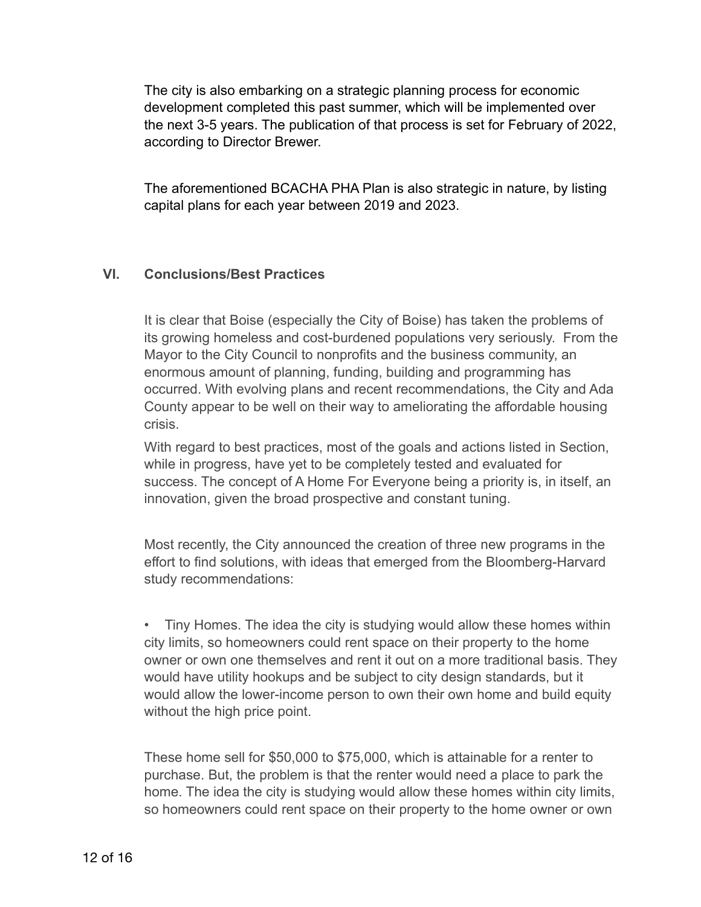The city is also embarking on a strategic planning process for economic development completed this past summer, which will be implemented over the next 3-5 years. The publication of that process is set for February of 2022, according to Director Brewer.

The aforementioned BCACHA PHA Plan is also strategic in nature, by listing capital plans for each year between 2019 and 2023.

## VI. Conclusions/Best Practices

It is clear that Boise (especially the City of Boise) has taken the problems of its growing homeless and cost-burdened populations very seriously. From the Mayor to the City Council to nonprofits and the business community, an enormous amount of planning, funding, building and programming has occurred. With evolving plans and recent recommendations, the City and Ada County appear to be well on their way to ameliorating the affordable housing crisis.

With regard to best practices, most of the goals and actions listed in Section, while in progress, have yet to be completely tested and evaluated for success. The concept of A Home For Everyone being a priority is, in itself, an innovation, given the broad prospective and constant tuning.

Most recently, the City announced the creation of three new programs in the effort to find solutions, with ideas that emerged from the Bloomberg-Harvard study recommendations:

- Tiny Homes. The idea the city is studying would allow these homes within city limits, so homeowners could rent space on their property to the home owner or own one themselves and rent it out on a more traditional basis. They would have utility hookups and be subject to city design standards, but it would allow the lower-income person to own their own home and build equity without the high price point.

These home sell for $50,000 to $75,000, which is attainable for a renter to purchase. But, the problem is that the renter would need a place to park the home. The idea the city is studying would allow these homes within city limits, so homeowners could rent space on their property to the home owner or own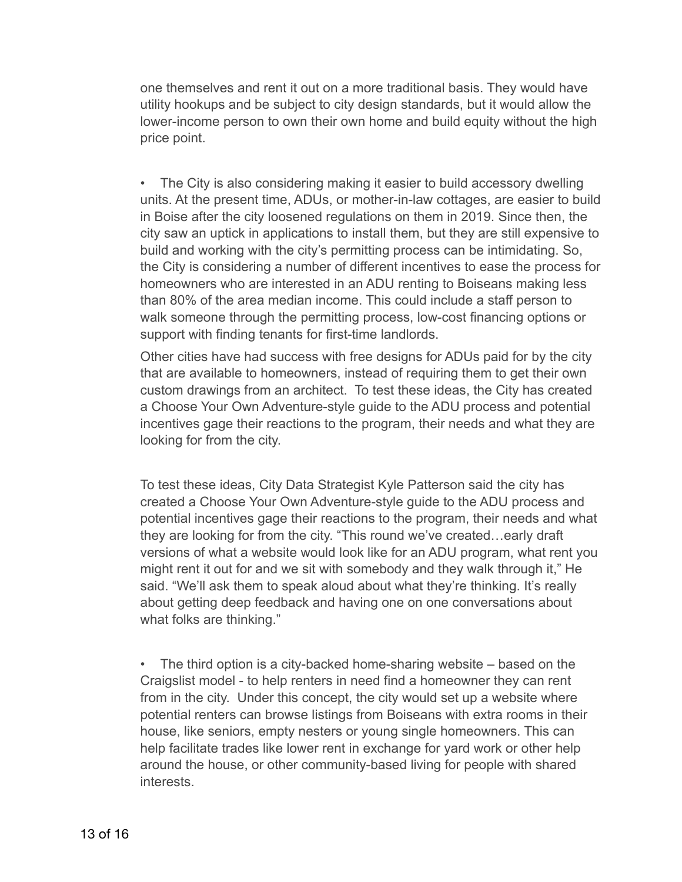one themselves and rent it out on a more traditional basis. They would have utility hookups and be subject to city design standards, but it would allow the lower-income person to own their own home and build equity without the high price point.

- The City is also considering making it easier to build accessory dwelling units. At the present time, ADUs, or mother-in-law cottages, are easier to build in Boise after the city loosened regulations on them in 2019. Since then, the city saw an uptick in applications to install them, but they are still expensive to build and working with the city's permitting process can be intimidating. So, the City is considering a number of different incentives to ease the process for homeowners who are interested in an ADU renting to Boiseans making less than 80% of the area median income. This could include a staff person to walk someone through the permitting process, low-cost financing options or support with finding tenants for first-time landlords.

Other cities have had success with free designs for ADUs paid for by the city that are available to homeowners, instead of requiring them to get their own custom drawings from an architect. To test these ideas, the City has created a Choose Your Own Adventure-style guide to the ADU process and potential incentives gage their reactions to the program, their needs and what they are looking for from the city.

To test these ideas, City Data Strategist Kyle Patterson said the city has created a Choose Your Own Adventure-style guide to the ADU process and potential incentives gage their reactions to the program, their needs and what they are looking for from the city. "This round we've created…early draft versions of what a website would look like for an ADU program, what rent you might rent it out for and we sit with somebody and they walk through it," He said. "We'll ask them to speak aloud about what they're thinking. It's really about getting deep feedback and having one on one conversations about what folks are thinking."

- The third option is a city-backed home-sharing website – based on the Craigslist model - to help renters in need find a homeowner they can rent from in the city. Under this concept, the city would set up a website where potential renters can browse listings from Boiseans with extra rooms in their house, like seniors, empty nesters or young single homeowners. This can help facilitate trades like lower rent in exchange for yard work or other help around the house, or other community-based living for people with shared interests.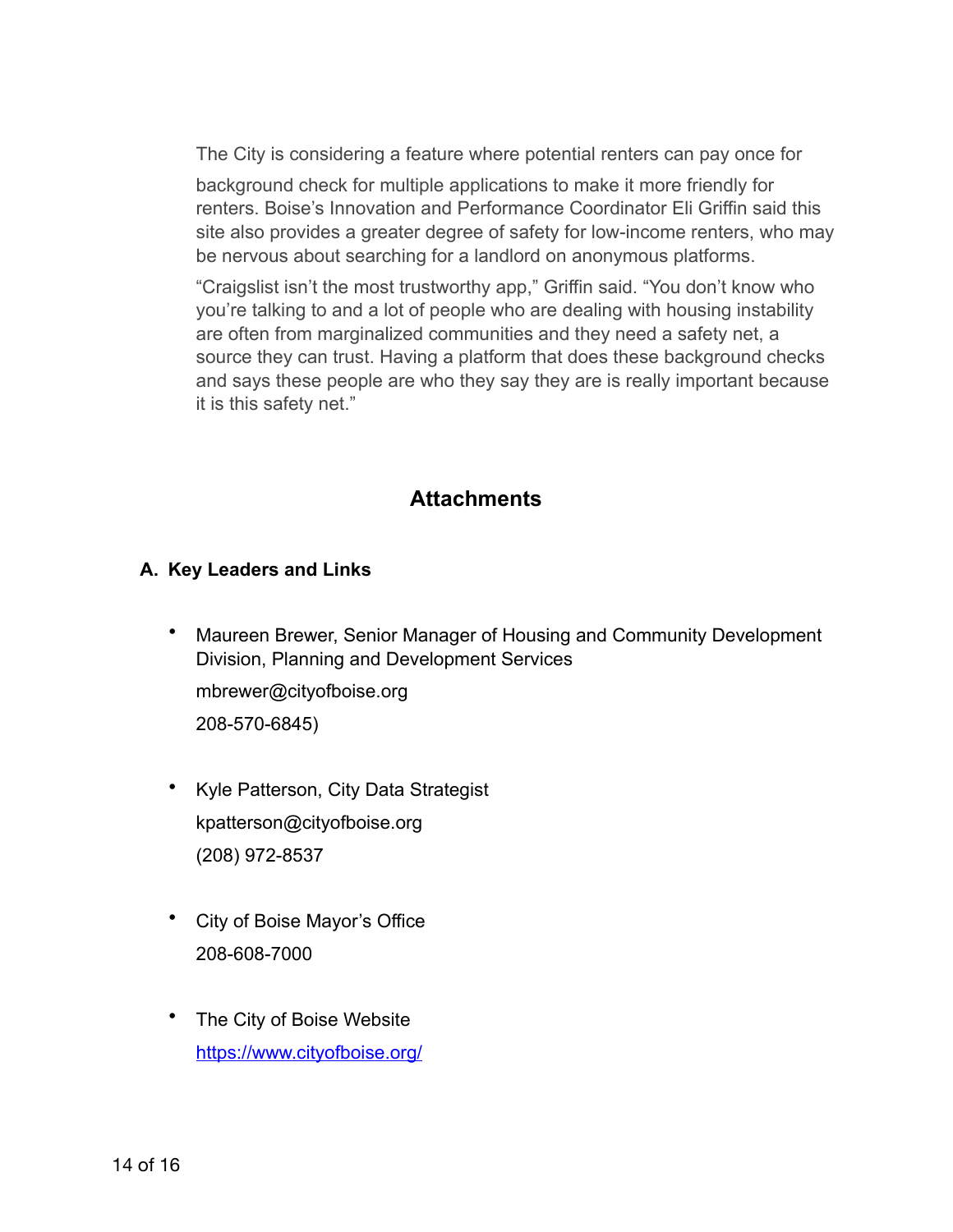The City is considering a feature where potential renters can pay once for background check for multiple applications to make it more friendly for renters. Boise's Innovation and Performance Coordinator Eli Griffin said this site also provides a greater degree of safety for low-income renters, who may be nervous about searching for a landlord on anonymous platforms.

"Craigslist isn't the most trustworthy app," Griffin said. "You don't know who you're talking to and a lot of people who are dealing with housing instability are often from marginalized communities and they need a safety net, a source they can trust. Having a platform that does these background checks and says these people are who they say they are is really important because it is this safety net."

## Attachments

### A. Key Leaders and Links

- Maureen Brewer, Senior Manager of Housing and Community Development Division, Planning and Development Services

  mbrewer@cityofboise.org

  208-570-6845)

- Kyle Patterson, City Data Strategist

  kpatterson@cityofboise.org

  (208) 972-8537

- City of Boise Mayor's Office

  208-608-7000

- The City of Boise Website

  [https://www.cityofboise.org/](https://www.cityofboise.org/)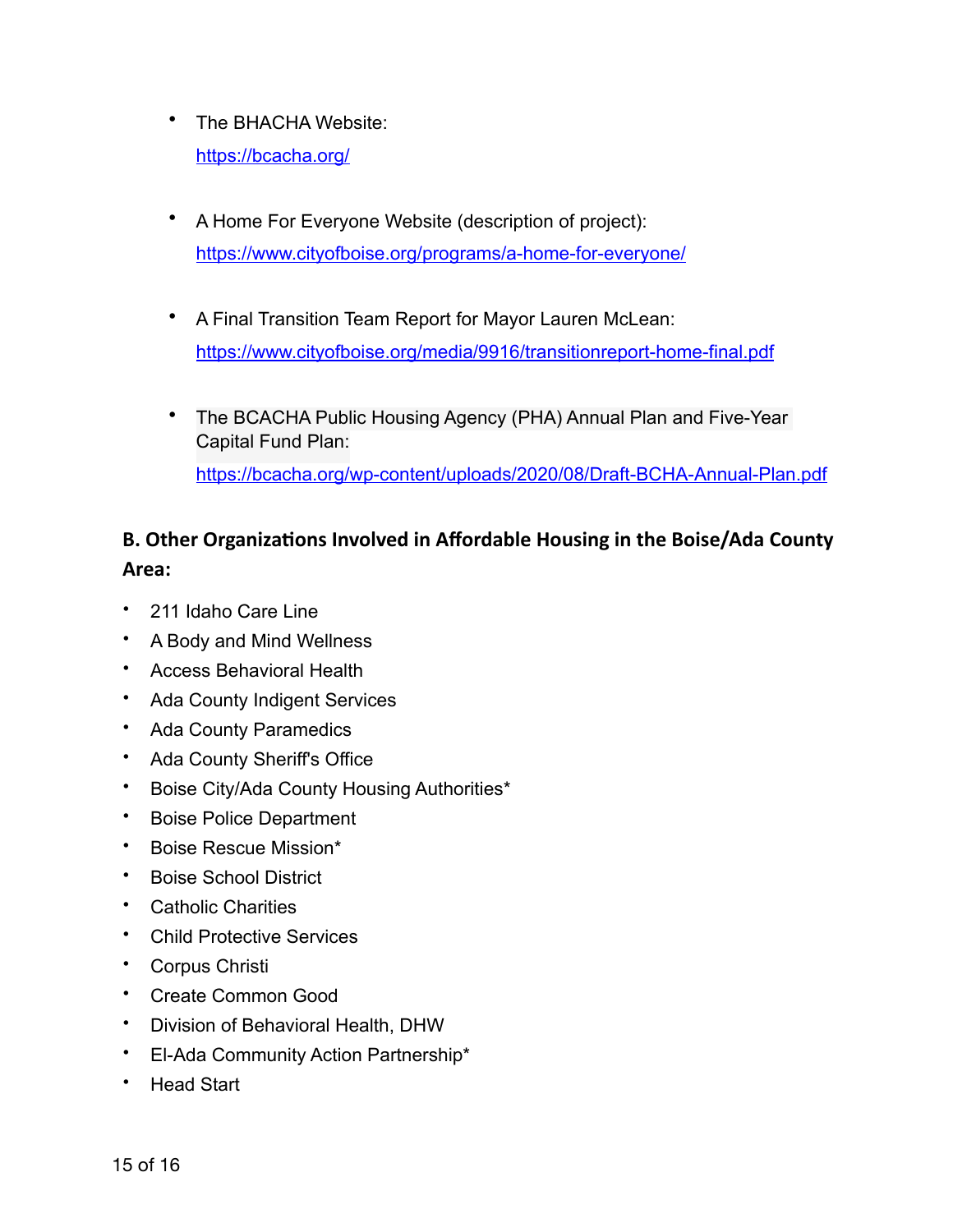- The BHACHA Website:
  [https://bcacha.org/](https://bcacha.org/)

- A Home For Everyone Website (description of project):
  [https://www.cityofboise.org/programs/a-home-for-everyone/](https://www.cityofboise.org/programs/a-home-for-everyone/)

- A Final Transition Team Report for Mayor Lauren McLean:
  [https://www.cityofboise.org/media/9916/transitionreport-home-final.pdf](https://www.cityofboise.org/media/9916/transitionreport-home-final.pdf)

- The BCACHA Public Housing Agency (PHA) Annual Plan and Five-Year Capital Fund Plan:
  [https://bcacha.org/wp-content/uploads/2020/08/Draft-BCHA-Annual-Plan.pdf](https://bcacha.org/wp-content/uploads/2020/08/Draft-BCHA-Annual-Plan.pdf)

## B. Other Organizations Involved in Affordable Housing in the Boise/Ada County Area:

- 211 Idaho Care Line
- A Body and Mind Wellness
- Access Behavioral Health
- Ada County Indigent Services
- Ada County Paramedics
- Ada County Sheriff's Office
- Boise City/Ada County Housing Authorities*
- Boise Police Department
- Boise Rescue Mission*
- Boise School District
- Catholic Charities
- Child Protective Services
- Corpus Christi
- Create Common Good
- Division of Behavioral Health, DHW
- El-Ada Community Action Partnership*
- Head Start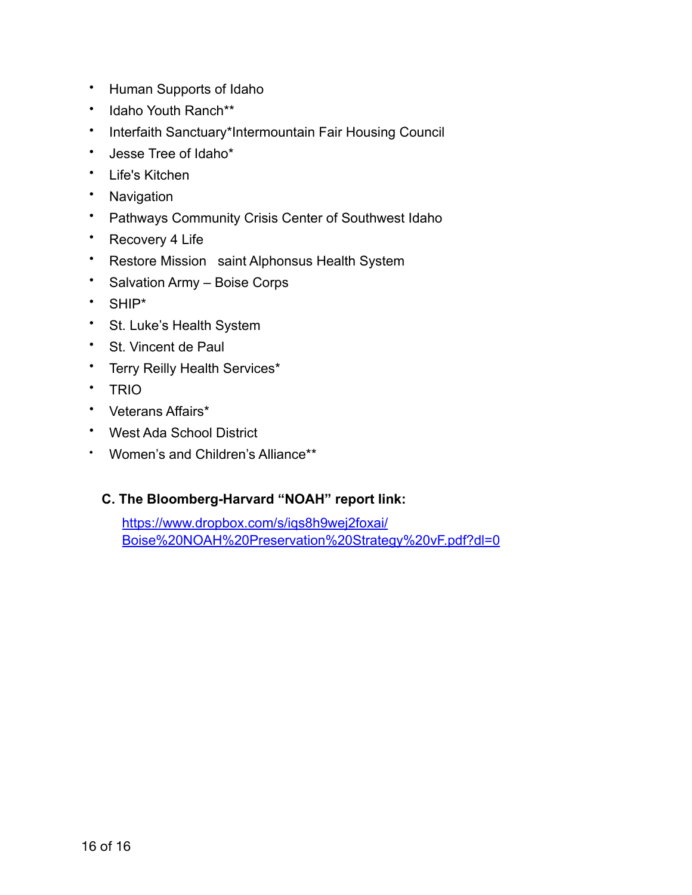- Human Supports of Idaho
- Idaho Youth Ranch**
- Interfaith Sanctuary*Intermountain Fair Housing Council
- Jesse Tree of Idaho*
- Life's Kitchen
- Navigation
- Pathways Community Crisis Center of Southwest Idaho
- Recovery 4 Life
- Restore Mission   saint Alphonsus Health System
- Salvation Army – Boise Corps
- SHIP*
- St. Luke's Health System
- St. Vincent de Paul
- Terry Reilly Health Services*
- TRIO
- Veterans Affairs*
- West Ada School District
- Women's and Children's Alliance**

**C. The Bloomberg-Harvard "NOAH" report link:**

[https://www.dropbox.com/s/iqs8h9wej2foxai/Boise%20NOAH%20Preservation%20Strategy%20vF.pdf?dl=0](https://www.dropbox.com/s/iqs8h9wej2foxai/Boise%20NOAH%20Preservation%20Strategy%20vF.pdf?dl=0)